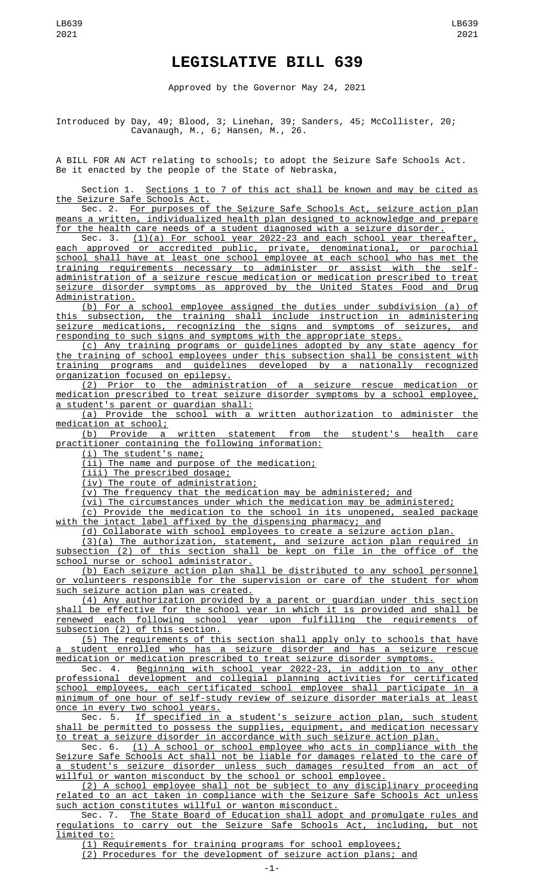# LEGISLATIVE BILL 639

Approved by the Governor May 24, 2021

Introduced by Day, 49; Blood, 3; Linehan, 39; Sanders, 45; McCollister, 20; Cavanaugh, M., 6; Hansen, M., 26.

A BILL FOR AN ACT relating to schools; to adopt the Seizure Safe Schools Act.
Be it enacted by the people of the State of Nebraska,

Section 1. Sections 1 to 7 of this act shall be known and may be cited as the Seizure Safe Schools Act.

Sec. 2. For purposes of the Seizure Safe Schools Act, seizure action plan means a written, individualized health plan designed to acknowledge and prepare for the health care needs of a student diagnosed with a seizure disorder.

Sec. 3. (1)(a) For school year 2022-23 and each school year thereafter, each approved or accredited public, private, denominational, or parochial school shall have at least one school employee at each school who has met the training requirements necessary to administer or assist with the self-administration of a seizure rescue medication or medication prescribed to treat seizure disorder symptoms as approved by the United States Food and Drug Administration.

(b) For a school employee assigned the duties under subdivision (a) of this subsection, the training shall include instruction in administering seizure medications, recognizing the signs and symptoms of seizures, and responding to such signs and symptoms with the appropriate steps.

(c) Any training programs or guidelines adopted by any state agency for the training of school employees under this subsection shall be consistent with training programs and guidelines developed by a nationally recognized organization focused on epilepsy.

(2) Prior to the administration of a seizure rescue medication or medication prescribed to treat seizure disorder symptoms by a school employee, a student's parent or guardian shall:

(a) Provide the school with a written authorization to administer the medication at school;

(b) Provide a written statement from the student's health care practitioner containing the following information:

(i) The student's name;

(ii) The name and purpose of the medication;

(iii) The prescribed dosage;

(iv) The route of administration;

(v) The frequency that the medication may be administered; and

(vi) The circumstances under which the medication may be administered;

(c) Provide the medication to the school in its unopened, sealed package with the intact label affixed by the dispensing pharmacy; and

(d) Collaborate with school employees to create a seizure action plan.

(3)(a) The authorization, statement, and seizure action plan required in subsection (2) of this section shall be kept on file in the office of the school nurse or school administrator.

(b) Each seizure action plan shall be distributed to any school personnel or volunteers responsible for the supervision or care of the student for whom such seizure action plan was created.

(4) Any authorization provided by a parent or guardian under this section shall be effective for the school year in which it is provided and shall be renewed each following school year upon fulfilling the requirements of subsection (2) of this section.

(5) The requirements of this section shall apply only to schools that have a student enrolled who has a seizure disorder and has a seizure rescue medication or medication prescribed to treat seizure disorder symptoms.

Sec. 4. Beginning with school year 2022-23, in addition to any other professional development and collegial planning activities for certificated school employees, each certificated school employee shall participate in a minimum of one hour of self-study review of seizure disorder materials at least once in every two school years.

Sec. 5. If specified in a student's seizure action plan, such student shall be permitted to possess the supplies, equipment, and medication necessary to treat a seizure disorder in accordance with such seizure action plan.

Sec. 6. (1) A school or school employee who acts in compliance with the Seizure Safe Schools Act shall not be liable for damages related to the care of a student's seizure disorder unless such damages resulted from an act of willful or wanton misconduct by the school or school employee.

(2) A school employee shall not be subject to any disciplinary proceeding related to an act taken in compliance with the Seizure Safe Schools Act unless such action constitutes willful or wanton misconduct.

Sec. 7. The State Board of Education shall adopt and promulgate rules and regulations to carry out the Seizure Safe Schools Act, including, but not limited to:

(1) Requirements for training programs for school employees;

(2) Procedures for the development of seizure action plans; and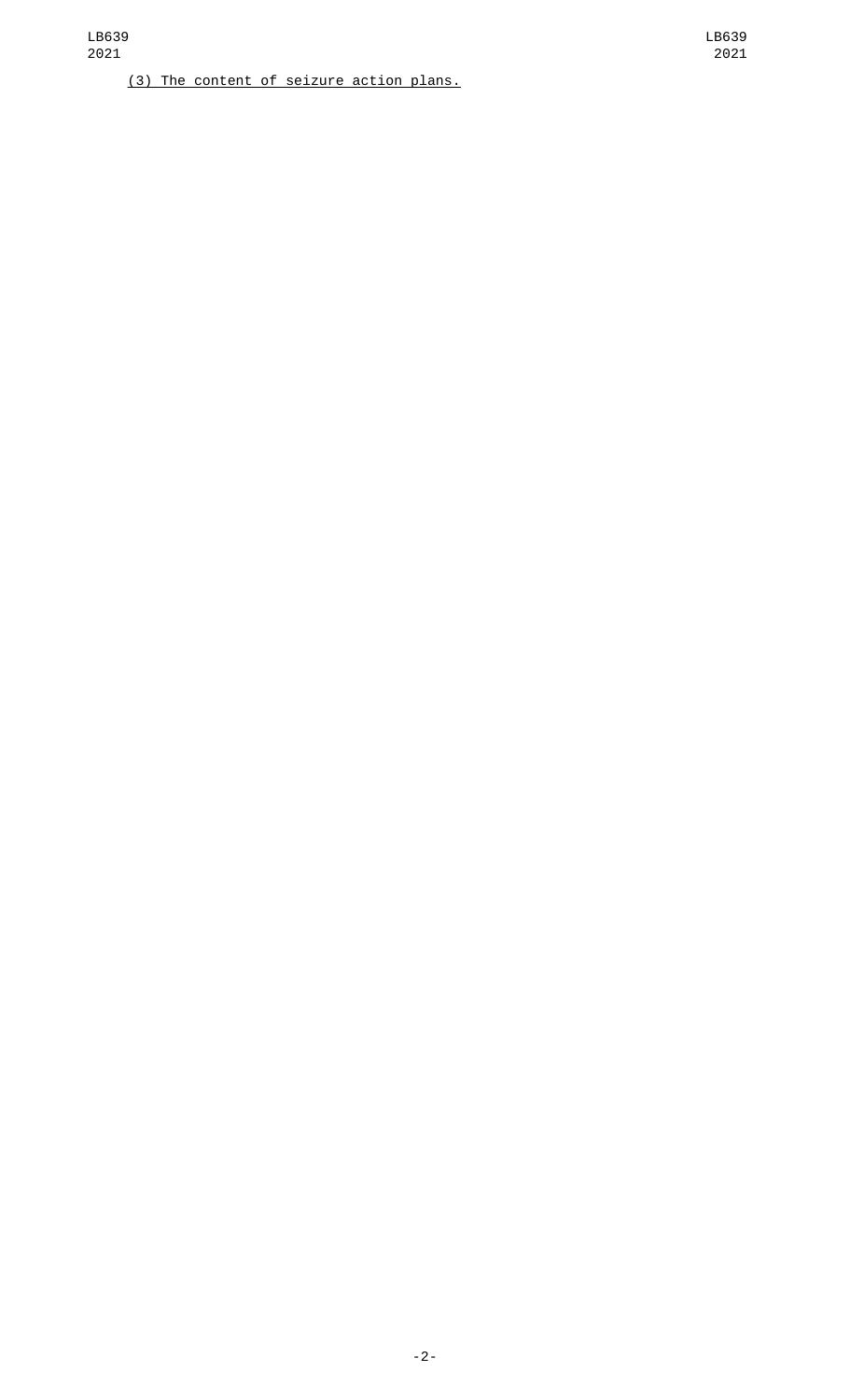(3) The content of seizure action plans.